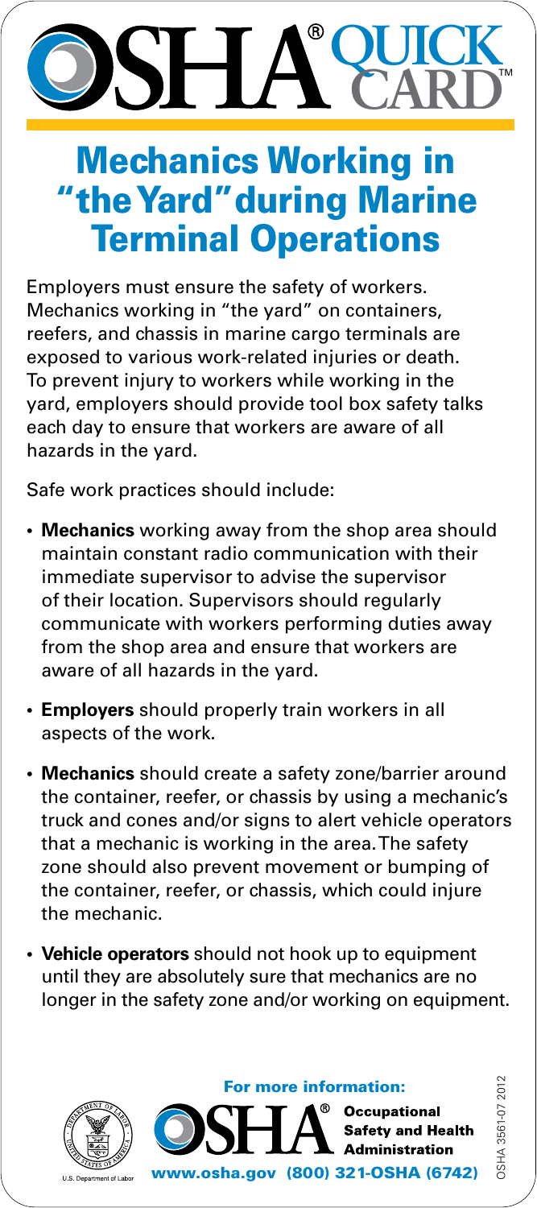# OSHA® QUICK CARD™

## Mechanics Working in "the Yard" during Marine Terminal Operations

Employers must ensure the safety of workers. Mechanics working in "the yard" on containers, reefers, and chassis in marine cargo terminals are exposed to various work-related injuries or death. To prevent injury to workers while working in the yard, employers should provide tool box safety talks each day to ensure that workers are aware of all hazards in the yard.

Safe work practices should include:

- **Mechanics** working away from the shop area should maintain constant radio communication with their immediate supervisor to advise the supervisor of their location. Supervisors should regularly communicate with workers performing duties away from the shop area and ensure that workers are aware of all hazards in the yard.
- **Employers** should properly train workers in all aspects of the work.
- **Mechanics** should create a safety zone/barrier around the container, reefer, or chassis by using a mechanic's truck and cones and/or signs to alert vehicle operators that a mechanic is working in the area. The safety zone should also prevent movement or bumping of the container, reefer, or chassis, which could injure the mechanic.
- **Vehicle operators** should not hook up to equipment until they are absolutely sure that mechanics are no longer in the safety zone and/or working on equipment.

**For more information:**

OSHA® Occupational Safety and Health Administration

U.S. Department of Labor

www.osha.gov (800) 321-OSHA (6742)

OSHA 3561-07 2012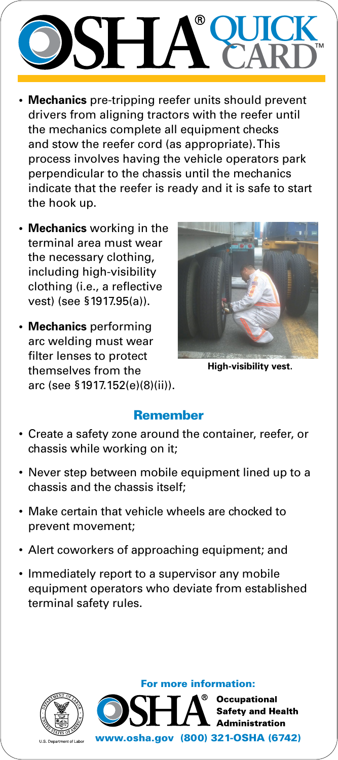# OSHA® QUICK CARD™

- **Mechanics** pre-tripping reefer units should prevent drivers from aligning tractors with the reefer until the mechanics complete all equipment checks and stow the reefer cord (as appropriate). This process involves having the vehicle operators park perpendicular to the chassis until the mechanics indicate that the reefer is ready and it is safe to start the hook up.
- **Mechanics** working in the terminal area must wear the necessary clothing, including high-visibility clothing (i.e., a reflective vest) (see §1917.95(a)).
- **Mechanics** performing arc welding must wear filter lenses to protect themselves from the arc (see §1917.152(e)(8)(ii)).

**High-visibility vest.**

## Remember

- Create a safety zone around the container, reefer, or chassis while working on it;
- Never step between mobile equipment lined up to a chassis and the chassis itself;
- Make certain that vehicle wheels are chocked to prevent movement;
- Alert coworkers of approaching equipment; and
- Immediately report to a supervisor any mobile equipment operators who deviate from established terminal safety rules.

**For more information:**

U.S. Department of Labor

OSHA® Occupational Safety and Health Administration

www.osha.gov (800) 321-OSHA (6742)